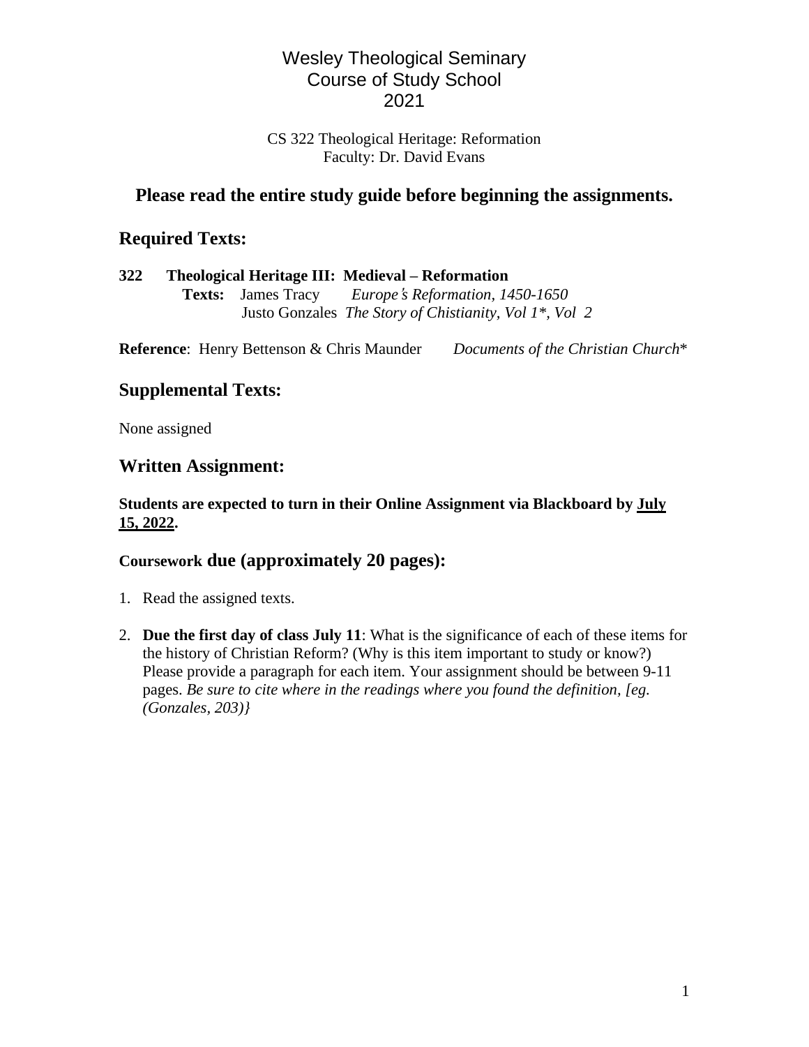# Wesley Theological Seminary
# Course of Study School
# 2021

CS 322 Theological Heritage: Reformation
Faculty: Dr. David Evans

## Please read the entire study guide before beginning the assignments.

## Required Texts:

**322 Theological Heritage III: Medieval – Reformation**
**Texts:** James Tracy *Europe's Reformation, 1450-1650*
Justo Gonzales *The Story of Chistianity, Vol 1*, Vol 2*

**Reference**: Henry Bettenson & Chris Maunder *Documents of the Christian Church**

## Supplemental Texts:

None assigned

## Written Assignment:

**Students are expected to turn in their Online Assignment via Blackboard by July 15, 2022.**

### Coursework due (approximately 20 pages):

1. Read the assigned texts.
2. **Due the first day of class July 11**: What is the significance of each of these items for the history of Christian Reform? (Why is this item important to study or know?) Please provide a paragraph for each item. Your assignment should be between 9-11 pages. *Be sure to cite where in the readings where you found the definition, [eg. (Gonzales, 203)}*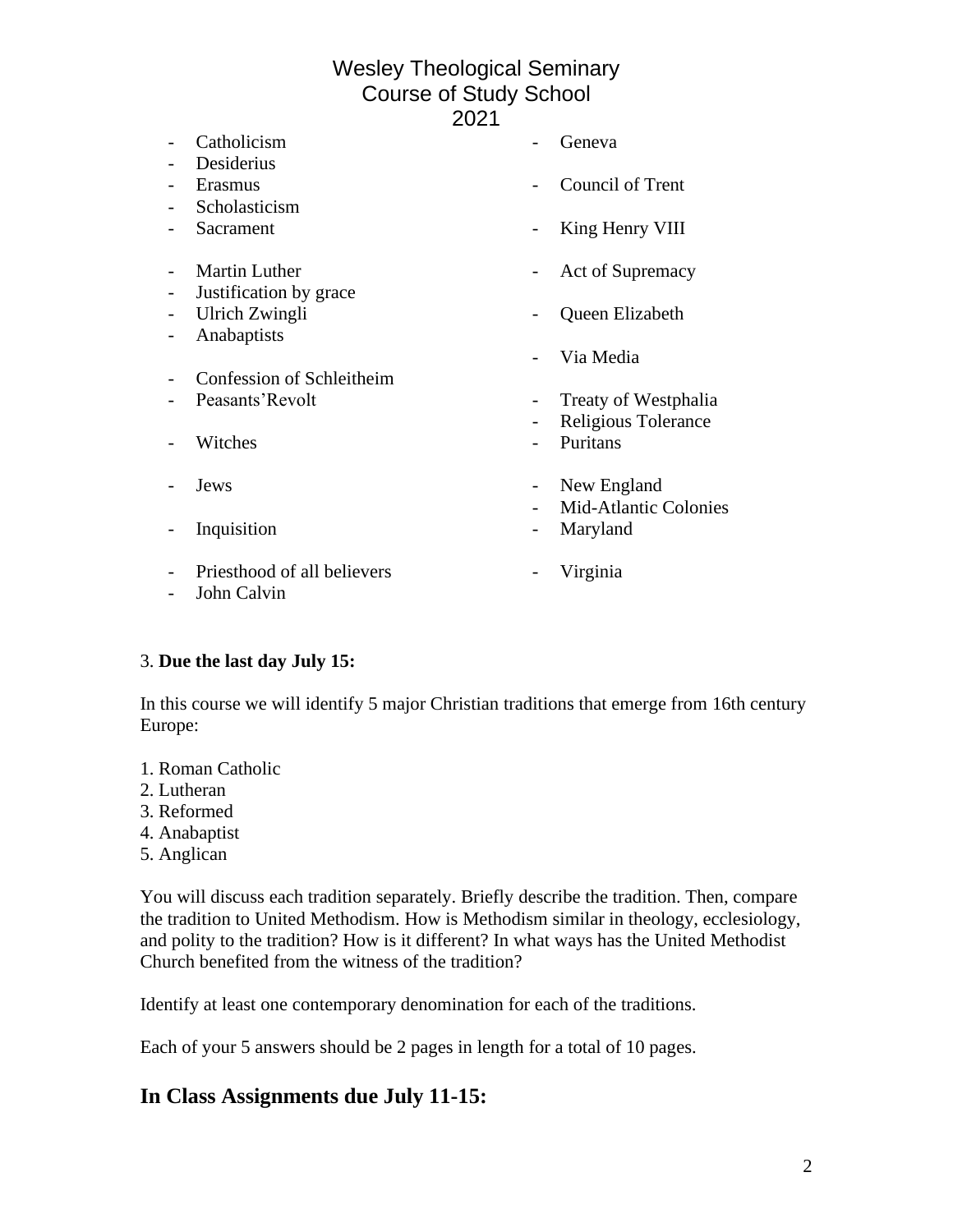- Catholicism
- Desiderius
- Erasmus
- Scholasticism
- Sacrament
- Martin Luther
- Justification by grace
- Ulrich Zwingli
- Anabaptists
- Confession of Schleitheim
- Peasants'Revolt
- Witches
- Jews
- Inquisition
- Priesthood of all believers
- John Calvin
- Geneva
- Council of Trent
- King Henry VIII
- Act of Supremacy
- Queen Elizabeth
- Via Media
- Treaty of Westphalia
- Religious Tolerance
- Puritans
- New England
- Mid-Atlantic Colonies
- Maryland
- Virginia

3. **Due the last day July 15:**

In this course we will identify 5 major Christian traditions that emerge from 16th century Europe:

1. Roman Catholic
2. Lutheran
3. Reformed
4. Anabaptist
5. Anglican

You will discuss each tradition separately. Briefly describe the tradition. Then, compare the tradition to United Methodism. How is Methodism similar in theology, ecclesiology, and polity to the tradition? How is it different? In what ways has the United Methodist Church benefited from the witness of the tradition?

Identify at least one contemporary denomination for each of the traditions.

Each of your 5 answers should be 2 pages in length for a total of 10 pages.

## In Class Assignments due July 11-15: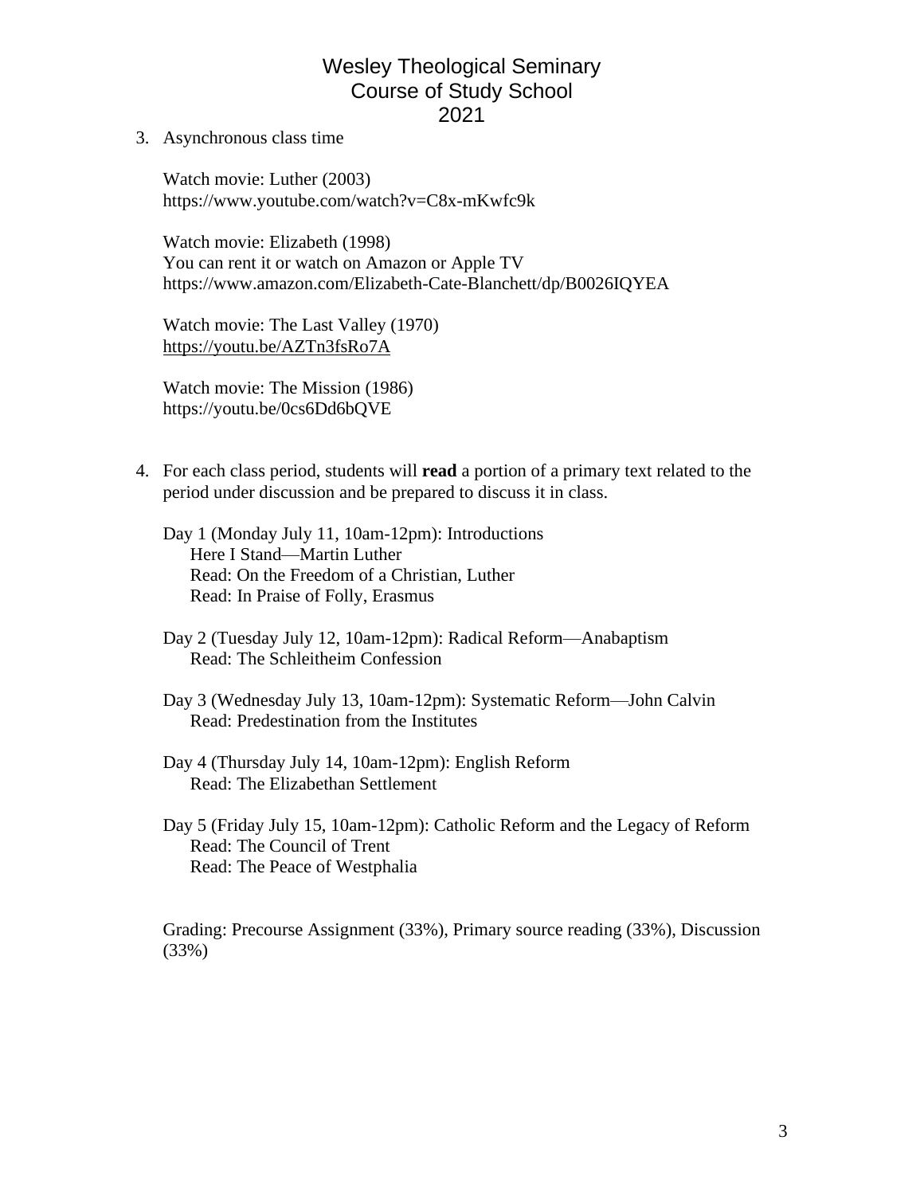3. Asynchronous class time

   Watch movie: Luther (2003)
   https://www.youtube.com/watch?v=C8x-mKwfc9k

   Watch movie: Elizabeth (1998)
   You can rent it or watch on Amazon or Apple TV
   https://www.amazon.com/Elizabeth-Cate-Blanchett/dp/B0026IQYEA

   Watch movie: The Last Valley (1970)
   https://youtu.be/AZTn3fsRo7A

   Watch movie: The Mission (1986)
   https://youtu.be/0cs6Dd6bQVE

4. For each class period, students will **read** a portion of a primary text related to the period under discussion and be prepared to discuss it in class.

   Day 1 (Monday July 11, 10am-12pm): Introductions
   - Here I Stand—Martin Luther
   - Read: On the Freedom of a Christian, Luther
   - Read: In Praise of Folly, Erasmus

   Day 2 (Tuesday July 12, 10am-12pm): Radical Reform—Anabaptism
   - Read: The Schleitheim Confession

   Day 3 (Wednesday July 13, 10am-12pm): Systematic Reform—John Calvin
   - Read: Predestination from the Institutes

   Day 4 (Thursday July 14, 10am-12pm): English Reform
   - Read: The Elizabethan Settlement

   Day 5 (Friday July 15, 10am-12pm): Catholic Reform and the Legacy of Reform
   - Read: The Council of Trent
   - Read: The Peace of Westphalia

   Grading: Precourse Assignment (33%), Primary source reading (33%), Discussion (33%)